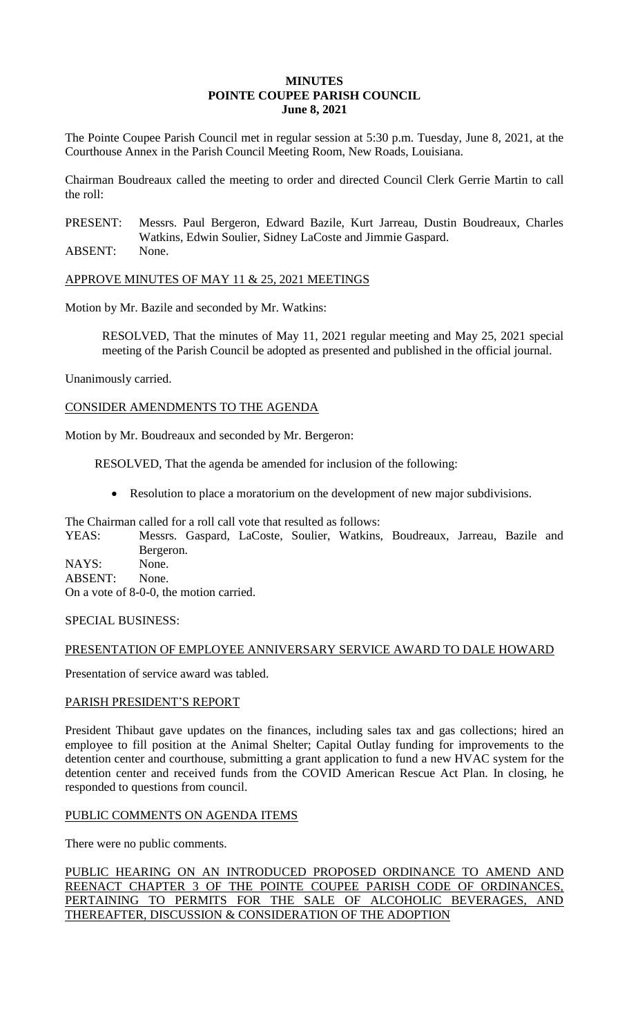# MINUTES
## POINTE COUPEE PARISH COUNCIL
### June 8, 2021

The Pointe Coupee Parish Council met in regular session at 5:30 p.m. Tuesday, June 8, 2021, at the Courthouse Annex in the Parish Council Meeting Room, New Roads, Louisiana.

Chairman Boudreaux called the meeting to order and directed Council Clerk Gerrie Martin to call the roll:

PRESENT: Messrs. Paul Bergeron, Edward Bazile, Kurt Jarreau, Dustin Boudreaux, Charles Watkins, Edwin Soulier, Sidney LaCoste and Jimmie Gaspard.
ABSENT: None.

APPROVE MINUTES OF MAY 11 & 25, 2021 MEETINGS

Motion by Mr. Bazile and seconded by Mr. Watkins:

> RESOLVED, That the minutes of May 11, 2021 regular meeting and May 25, 2021 special meeting of the Parish Council be adopted as presented and published in the official journal.

Unanimously carried.

CONSIDER AMENDMENTS TO THE AGENDA

Motion by Mr. Boudreaux and seconded by Mr. Bergeron:

> RESOLVED, That the agenda be amended for inclusion of the following:
>
> - Resolution to place a moratorium on the development of new major subdivisions.

The Chairman called for a roll call vote that resulted as follows:
YEAS: Messrs. Gaspard, LaCoste, Soulier, Watkins, Boudreaux, Jarreau, Bazile and Bergeron.
NAYS: None.
ABSENT: None.
On a vote of 8-0-0, the motion carried.

SPECIAL BUSINESS:

PRESENTATION OF EMPLOYEE ANNIVERSARY SERVICE AWARD TO DALE HOWARD

Presentation of service award was tabled.

PARISH PRESIDENT'S REPORT

President Thibaut gave updates on the finances, including sales tax and gas collections; hired an employee to fill position at the Animal Shelter; Capital Outlay funding for improvements to the detention center and courthouse, submitting a grant application to fund a new HVAC system for the detention center and received funds from the COVID American Rescue Act Plan. In closing, he responded to questions from council.

PUBLIC COMMENTS ON AGENDA ITEMS

There were no public comments.

PUBLIC HEARING ON AN INTRODUCED PROPOSED ORDINANCE TO AMEND AND REENACT CHAPTER 3 OF THE POINTE COUPEE PARISH CODE OF ORDINANCES, PERTAINING TO PERMITS FOR THE SALE OF ALCOHOLIC BEVERAGES, AND THEREAFTER, DISCUSSION & CONSIDERATION OF THE ADOPTION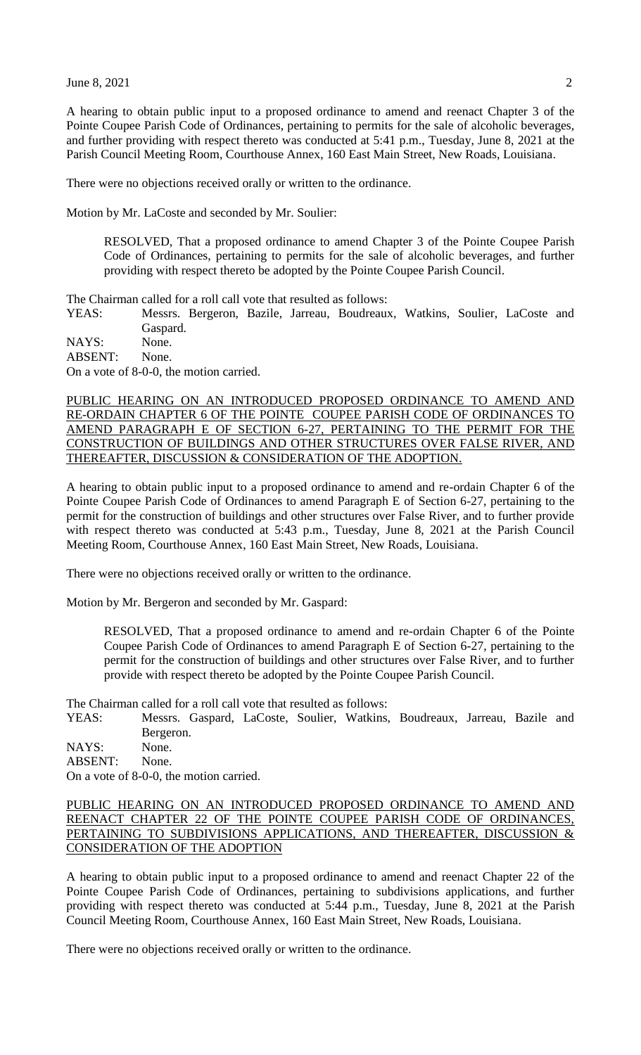A hearing to obtain public input to a proposed ordinance to amend and reenact Chapter 3 of the Pointe Coupee Parish Code of Ordinances, pertaining to permits for the sale of alcoholic beverages, and further providing with respect thereto was conducted at 5:41 p.m., Tuesday, June 8, 2021 at the Parish Council Meeting Room, Courthouse Annex, 160 East Main Street, New Roads, Louisiana.

There were no objections received orally or written to the ordinance.

Motion by Mr. LaCoste and seconded by Mr. Soulier:

> RESOLVED, That a proposed ordinance to amend Chapter 3 of the Pointe Coupee Parish Code of Ordinances, pertaining to permits for the sale of alcoholic beverages, and further providing with respect thereto be adopted by the Pointe Coupee Parish Council.

The Chairman called for a roll call vote that resulted as follows:

YEAS: Messrs. Bergeron, Bazile, Jarreau, Boudreaux, Watkins, Soulier, LaCoste and Gaspard.
NAYS: None.
ABSENT: None.
On a vote of 8-0-0, the motion carried.

PUBLIC HEARING ON AN INTRODUCED PROPOSED ORDINANCE TO AMEND AND RE-ORDAIN CHAPTER 6 OF THE POINTE COUPEE PARISH CODE OF ORDINANCES TO AMEND PARAGRAPH E OF SECTION 6-27, PERTAINING TO THE PERMIT FOR THE CONSTRUCTION OF BUILDINGS AND OTHER STRUCTURES OVER FALSE RIVER, AND THEREAFTER, DISCUSSION & CONSIDERATION OF THE ADOPTION.

A hearing to obtain public input to a proposed ordinance to amend and re-ordain Chapter 6 of the Pointe Coupee Parish Code of Ordinances to amend Paragraph E of Section 6-27, pertaining to the permit for the construction of buildings and other structures over False River, and to further provide with respect thereto was conducted at 5:43 p.m., Tuesday, June 8, 2021 at the Parish Council Meeting Room, Courthouse Annex, 160 East Main Street, New Roads, Louisiana.

There were no objections received orally or written to the ordinance.

Motion by Mr. Bergeron and seconded by Mr. Gaspard:

> RESOLVED, That a proposed ordinance to amend and re-ordain Chapter 6 of the Pointe Coupee Parish Code of Ordinances to amend Paragraph E of Section 6-27, pertaining to the permit for the construction of buildings and other structures over False River, and to further provide with respect thereto be adopted by the Pointe Coupee Parish Council.

The Chairman called for a roll call vote that resulted as follows:

YEAS: Messrs. Gaspard, LaCoste, Soulier, Watkins, Boudreaux, Jarreau, Bazile and Bergeron.
NAYS: None.
ABSENT: None.
On a vote of 8-0-0, the motion carried.

PUBLIC HEARING ON AN INTRODUCED PROPOSED ORDINANCE TO AMEND AND REENACT CHAPTER 22 OF THE POINTE COUPEE PARISH CODE OF ORDINANCES, PERTAINING TO SUBDIVISIONS APPLICATIONS, AND THEREAFTER, DISCUSSION & CONSIDERATION OF THE ADOPTION

A hearing to obtain public input to a proposed ordinance to amend and reenact Chapter 22 of the Pointe Coupee Parish Code of Ordinances, pertaining to subdivisions applications, and further providing with respect thereto was conducted at 5:44 p.m., Tuesday, June 8, 2021 at the Parish Council Meeting Room, Courthouse Annex, 160 East Main Street, New Roads, Louisiana.

There were no objections received orally or written to the ordinance.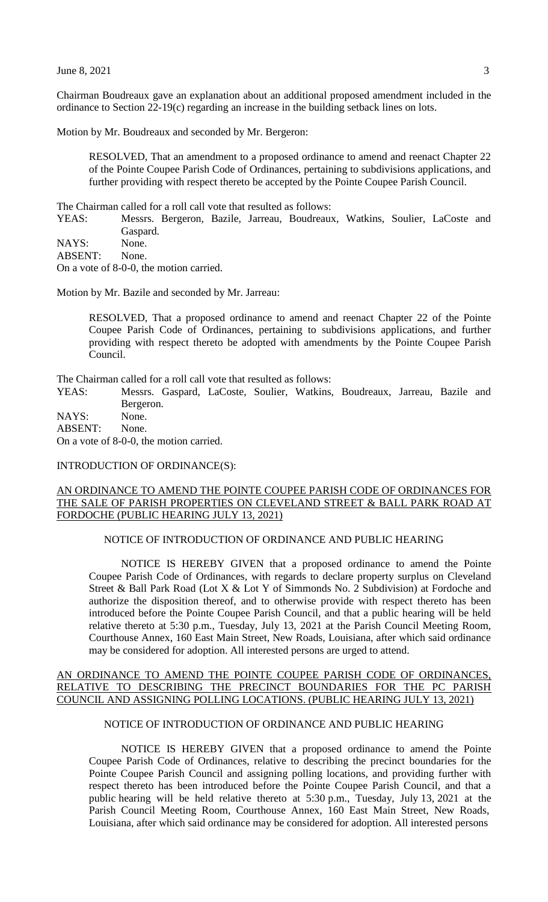Chairman Boudreaux gave an explanation about an additional proposed amendment included in the ordinance to Section 22-19(c) regarding an increase in the building setback lines on lots.

Motion by Mr. Boudreaux and seconded by Mr. Bergeron:

> RESOLVED, That an amendment to a proposed ordinance to amend and reenact Chapter 22 of the Pointe Coupee Parish Code of Ordinances, pertaining to subdivisions applications, and further providing with respect thereto be accepted by the Pointe Coupee Parish Council.

The Chairman called for a roll call vote that resulted as follows:

YEAS: Messrs. Bergeron, Bazile, Jarreau, Boudreaux, Watkins, Soulier, LaCoste and Gaspard.
NAYS: None.
ABSENT: None.
On a vote of 8-0-0, the motion carried.

Motion by Mr. Bazile and seconded by Mr. Jarreau:

> RESOLVED, That a proposed ordinance to amend and reenact Chapter 22 of the Pointe Coupee Parish Code of Ordinances, pertaining to subdivisions applications, and further providing with respect thereto be adopted with amendments by the Pointe Coupee Parish Council.

The Chairman called for a roll call vote that resulted as follows:

YEAS: Messrs. Gaspard, LaCoste, Soulier, Watkins, Boudreaux, Jarreau, Bazile and Bergeron.
NAYS: None.
ABSENT: None.
On a vote of 8-0-0, the motion carried.

INTRODUCTION OF ORDINANCE(S):

AN ORDINANCE TO AMEND THE POINTE COUPEE PARISH CODE OF ORDINANCES FOR THE SALE OF PARISH PROPERTIES ON CLEVELAND STREET & BALL PARK ROAD AT FORDOCHE (PUBLIC HEARING JULY 13, 2021)

NOTICE OF INTRODUCTION OF ORDINANCE AND PUBLIC HEARING

NOTICE IS HEREBY GIVEN that a proposed ordinance to amend the Pointe Coupee Parish Code of Ordinances, with regards to declare property surplus on Cleveland Street & Ball Park Road (Lot X & Lot Y of Simmonds No. 2 Subdivision) at Fordoche and authorize the disposition thereof, and to otherwise provide with respect thereto has been introduced before the Pointe Coupee Parish Council, and that a public hearing will be held relative thereto at 5:30 p.m., Tuesday, July 13, 2021 at the Parish Council Meeting Room, Courthouse Annex, 160 East Main Street, New Roads, Louisiana, after which said ordinance may be considered for adoption. All interested persons are urged to attend.

AN ORDINANCE TO AMEND THE POINTE COUPEE PARISH CODE OF ORDINANCES, RELATIVE TO DESCRIBING THE PRECINCT BOUNDARIES FOR THE PC PARISH COUNCIL AND ASSIGNING POLLING LOCATIONS. (PUBLIC HEARING JULY 13, 2021)

NOTICE OF INTRODUCTION OF ORDINANCE AND PUBLIC HEARING

NOTICE IS HEREBY GIVEN that a proposed ordinance to amend the Pointe Coupee Parish Code of Ordinances, relative to describing the precinct boundaries for the Pointe Coupee Parish Council and assigning polling locations, and providing further with respect thereto has been introduced before the Pointe Coupee Parish Council, and that a public hearing will be held relative thereto at 5:30 p.m., Tuesday, July 13, 2021 at the Parish Council Meeting Room, Courthouse Annex, 160 East Main Street, New Roads, Louisiana, after which said ordinance may be considered for adoption. All interested persons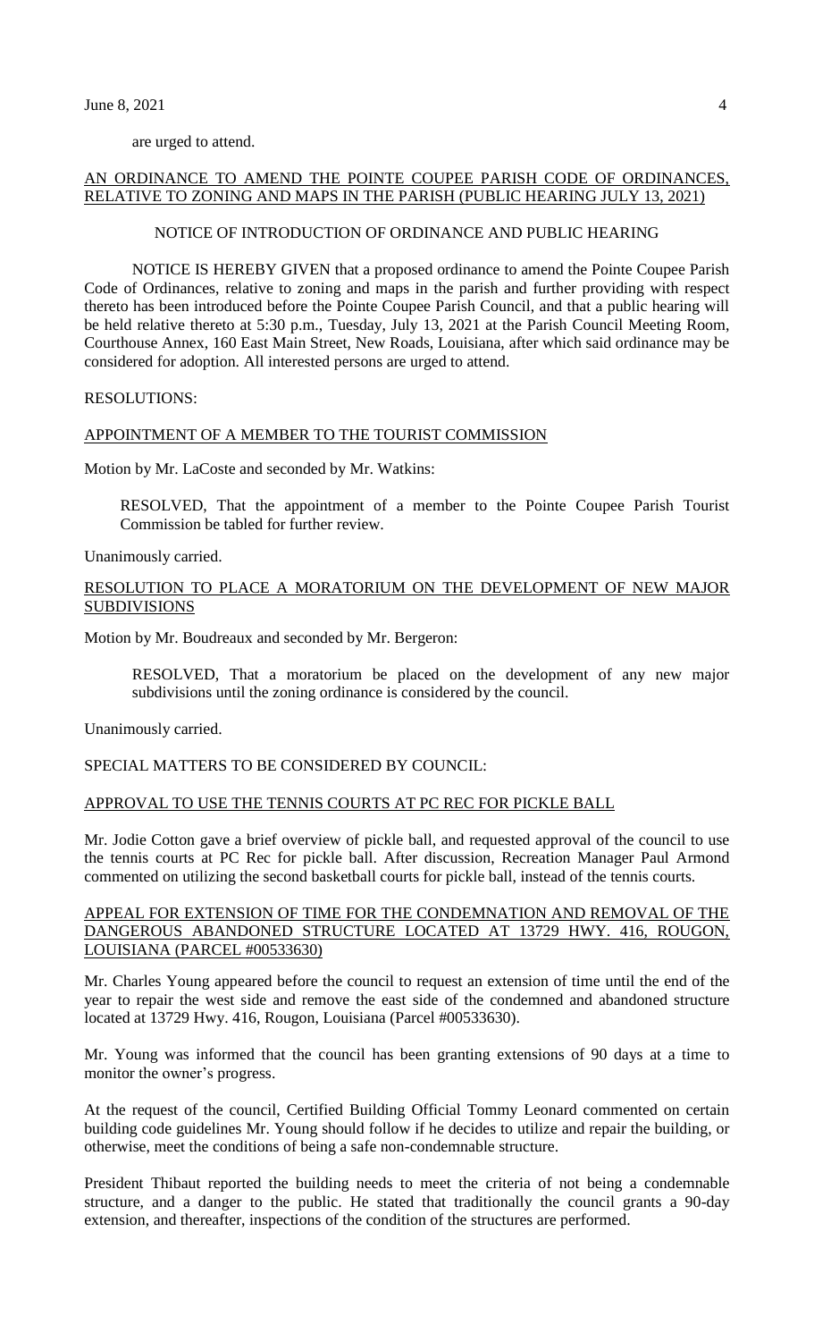are urged to attend.

<u>AN ORDINANCE TO AMEND THE POINTE COUPEE PARISH CODE OF ORDINANCES, RELATIVE TO ZONING AND MAPS IN THE PARISH (PUBLIC HEARING JULY 13, 2021)</u>

NOTICE OF INTRODUCTION OF ORDINANCE AND PUBLIC HEARING

NOTICE IS HEREBY GIVEN that a proposed ordinance to amend the Pointe Coupee Parish Code of Ordinances, relative to zoning and maps in the parish and further providing with respect thereto has been introduced before the Pointe Coupee Parish Council, and that a public hearing will be held relative thereto at 5:30 p.m., Tuesday, July 13, 2021 at the Parish Council Meeting Room, Courthouse Annex, 160 East Main Street, New Roads, Louisiana, after which said ordinance may be considered for adoption. All interested persons are urged to attend.

RESOLUTIONS:

<u>APPOINTMENT OF A MEMBER TO THE TOURIST COMMISSION</u>

Motion by Mr. LaCoste and seconded by Mr. Watkins:

> RESOLVED, That the appointment of a member to the Pointe Coupee Parish Tourist Commission be tabled for further review.

Unanimously carried.

<u>RESOLUTION TO PLACE A MORATORIUM ON THE DEVELOPMENT OF NEW MAJOR SUBDIVISIONS</u>

Motion by Mr. Boudreaux and seconded by Mr. Bergeron:

> RESOLVED, That a moratorium be placed on the development of any new major subdivisions until the zoning ordinance is considered by the council.

Unanimously carried.

SPECIAL MATTERS TO BE CONSIDERED BY COUNCIL:

<u>APPROVAL TO USE THE TENNIS COURTS AT PC REC FOR PICKLE BALL</u>

Mr. Jodie Cotton gave a brief overview of pickle ball, and requested approval of the council to use the tennis courts at PC Rec for pickle ball. After discussion, Recreation Manager Paul Armond commented on utilizing the second basketball courts for pickle ball, instead of the tennis courts.

<u>APPEAL FOR EXTENSION OF TIME FOR THE CONDEMNATION AND REMOVAL OF THE DANGEROUS ABANDONED STRUCTURE LOCATED AT 13729 HWY. 416, ROUGON, LOUISIANA (PARCEL #00533630)</u>

Mr. Charles Young appeared before the council to request an extension of time until the end of the year to repair the west side and remove the east side of the condemned and abandoned structure located at 13729 Hwy. 416, Rougon, Louisiana (Parcel #00533630).

Mr. Young was informed that the council has been granting extensions of 90 days at a time to monitor the owner's progress.

At the request of the council, Certified Building Official Tommy Leonard commented on certain building code guidelines Mr. Young should follow if he decides to utilize and repair the building, or otherwise, meet the conditions of being a safe non-condemnable structure.

President Thibaut reported the building needs to meet the criteria of not being a condemnable structure, and a danger to the public. He stated that traditionally the council grants a 90-day extension, and thereafter, inspections of the condition of the structures are performed.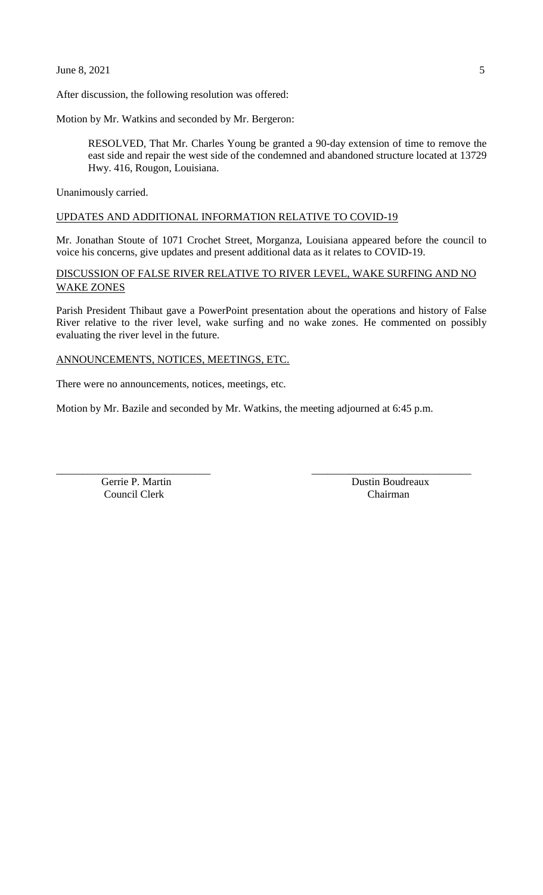After discussion, the following resolution was offered:

Motion by Mr. Watkins and seconded by Mr. Bergeron:

> RESOLVED, That Mr. Charles Young be granted a 90-day extension of time to remove the east side and repair the west side of the condemned and abandoned structure located at 13729 Hwy. 416, Rougon, Louisiana.

Unanimously carried.

<u>UPDATES AND ADDITIONAL INFORMATION RELATIVE TO COVID-19</u>

Mr. Jonathan Stoute of 1071 Crochet Street, Morganza, Louisiana appeared before the council to voice his concerns, give updates and present additional data as it relates to COVID-19.

<u>DISCUSSION OF FALSE RIVER RELATIVE TO RIVER LEVEL, WAKE SURFING AND NO WAKE ZONES</u>

Parish President Thibaut gave a PowerPoint presentation about the operations and history of False River relative to the river level, wake surfing and no wake zones. He commented on possibly evaluating the river level in the future.

<u>ANNOUNCEMENTS, NOTICES, MEETINGS, ETC.</u>

There were no announcements, notices, meetings, etc.

Motion by Mr. Bazile and seconded by Mr. Watkins, the meeting adjourned at 6:45 p.m.

| | |
|---|---|
| \_\_\_\_\_\_\_\_\_\_\_\_\_\_\_\_\_\_\_\_\_\_\_\_\_\_\_\_ | \_\_\_\_\_\_\_\_\_\_\_\_\_\_\_\_\_\_\_\_\_\_\_\_\_\_\_\_ |
| Gerrie P. Martin | Dustin Boudreaux |
| Council Clerk | Chairman |